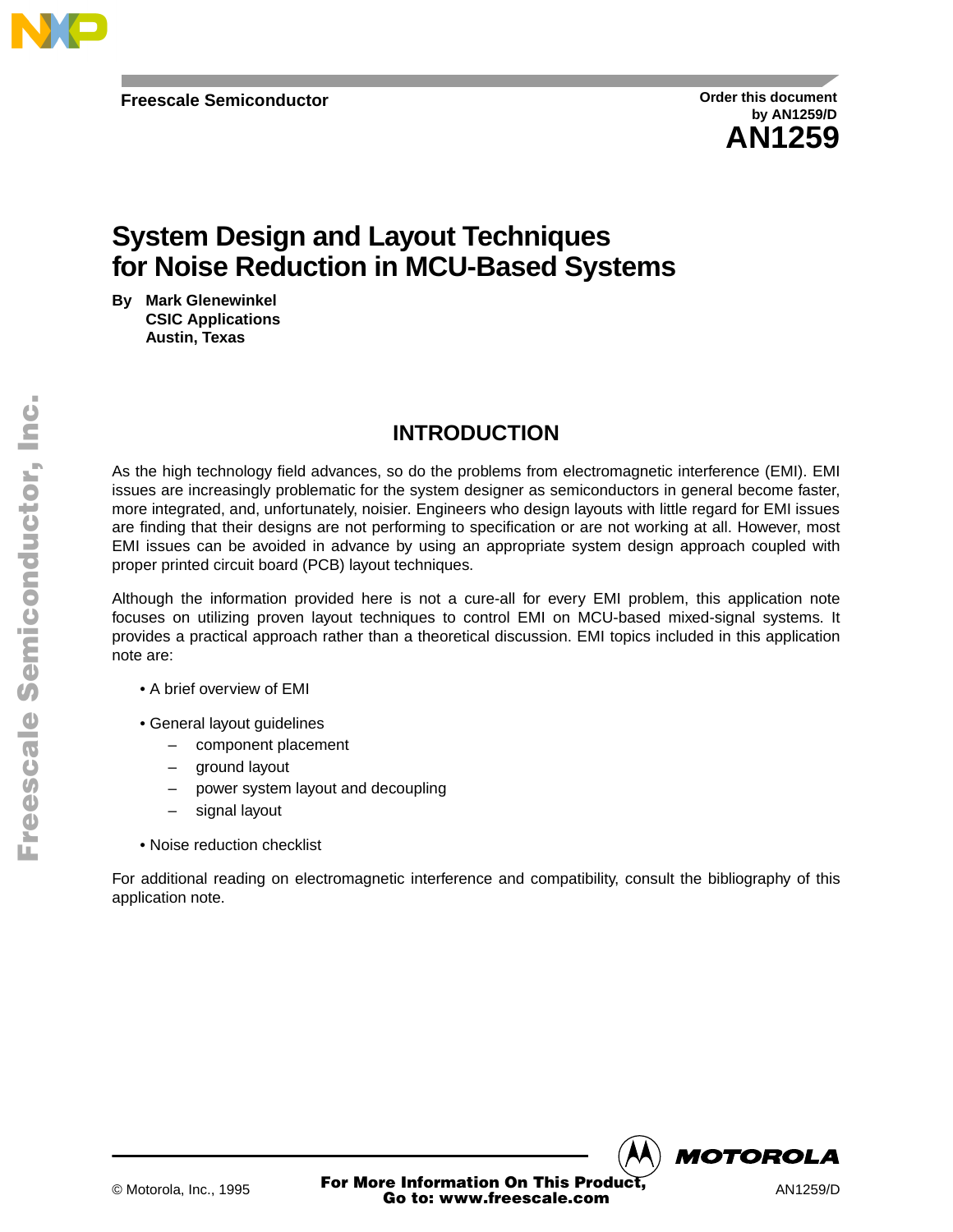Freescale Semiconductor

Order this document
by AN1259/D

# AN1259

# System Design and Layout Techniques for Noise Reduction in MCU-Based Systems

**By Mark Glenewinkel**
**CSIC Applications**
**Austin, Texas**

## INTRODUCTION

As the high technology field advances, so do the problems from electromagnetic interference (EMI). EMI issues are increasingly problematic for the system designer as semiconductors in general become faster, more integrated, and, unfortunately, noisier. Engineers who design layouts with little regard for EMI issues are finding that their designs are not performing to specification or are not working at all. However, most EMI issues can be avoided in advance by using an appropriate system design approach coupled with proper printed circuit board (PCB) layout techniques.

Although the information provided here is not a cure-all for every EMI problem, this application note focuses on utilizing proven layout techniques to control EMI on MCU-based mixed-signal systems. It provides a practical approach rather than a theoretical discussion. EMI topics included in this application note are:

- A brief overview of EMI
- General layout guidelines
  - component placement
  - ground layout
  - power system layout and decoupling
  - signal layout
- Noise reduction checklist

For additional reading on electromagnetic interference and compatibility, consult the bibliography of this application note.

© Motorola, Inc., 1995

For More Information On This Product,
Go to: www.freescale.com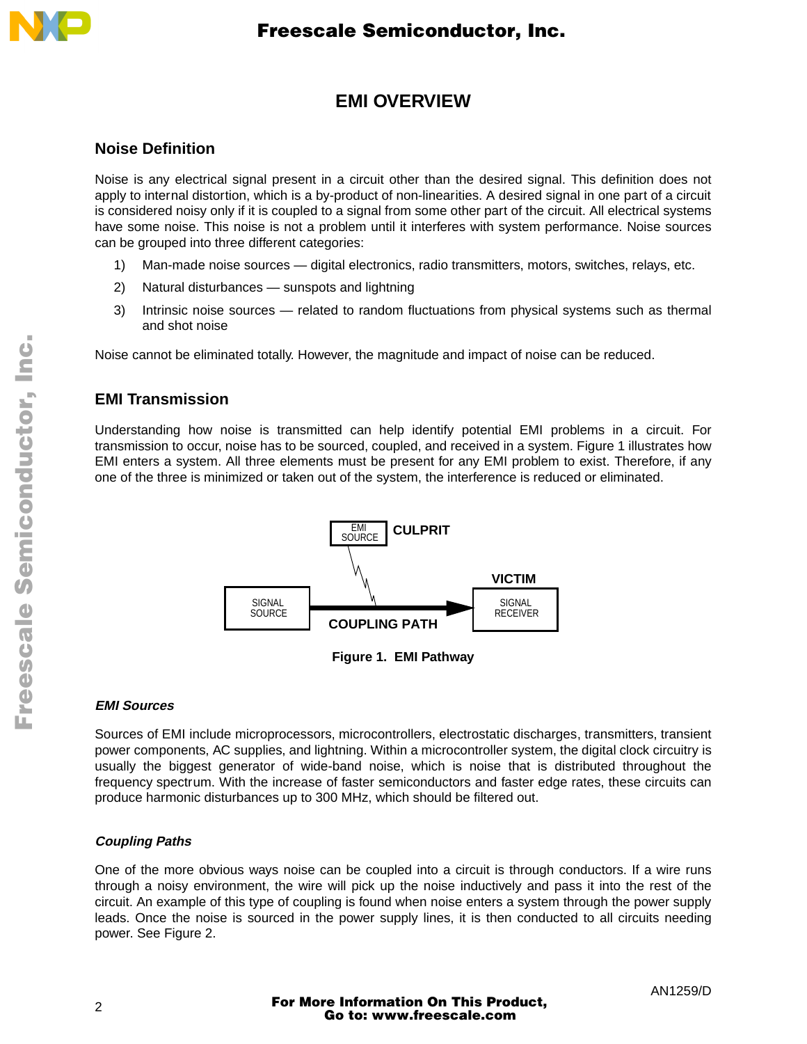# EMI OVERVIEW

## Noise Definition

Noise is any electrical signal present in a circuit other than the desired signal. This definition does not apply to internal distortion, which is a by-product of non-linearities. A desired signal in one part of a circuit is considered noisy only if it is coupled to a signal from some other part of the circuit. All electrical systems have some noise. This noise is not a problem until it interferes with system performance. Noise sources can be grouped into three different categories:

1) Man-made noise sources — digital electronics, radio transmitters, motors, switches, relays, etc.
2) Natural disturbances — sunspots and lightning
3) Intrinsic noise sources — related to random fluctuations from physical systems such as thermal and shot noise

Noise cannot be eliminated totally. However, the magnitude and impact of noise can be reduced.

## EMI Transmission

Understanding how noise is transmitted can help identify potential EMI problems in a circuit. For transmission to occur, noise has to be sourced, coupled, and received in a system. Figure 1 illustrates how EMI enters a system. All three elements must be present for any EMI problem to exist. Therefore, if any one of the three is minimized or taken out of the system, the interference is reduced or eliminated.

EMI SOURCE — CULPRIT

SIGNAL SOURCE — COUPLING PATH → SIGNAL RECEIVER — VICTIM

**Figure 1. EMI Pathway**

### *EMI Sources*

Sources of EMI include microprocessors, microcontrollers, electrostatic discharges, transmitters, transient power components, AC supplies, and lightning. Within a microcontroller system, the digital clock circuitry is usually the biggest generator of wide-band noise, which is noise that is distributed throughout the frequency spectrum. With the increase of faster semiconductors and faster edge rates, these circuits can produce harmonic disturbances up to 300 MHz, which should be filtered out.

### *Coupling Paths*

One of the more obvious ways noise can be coupled into a circuit is through conductors. If a wire runs through a noisy environment, the wire will pick up the noise inductively and pass it into the rest of the circuit. An example of this type of coupling is found when noise enters a system through the power supply leads. Once the noise is sourced in the power supply lines, it is then conducted to all circuits needing power. See Figure 2.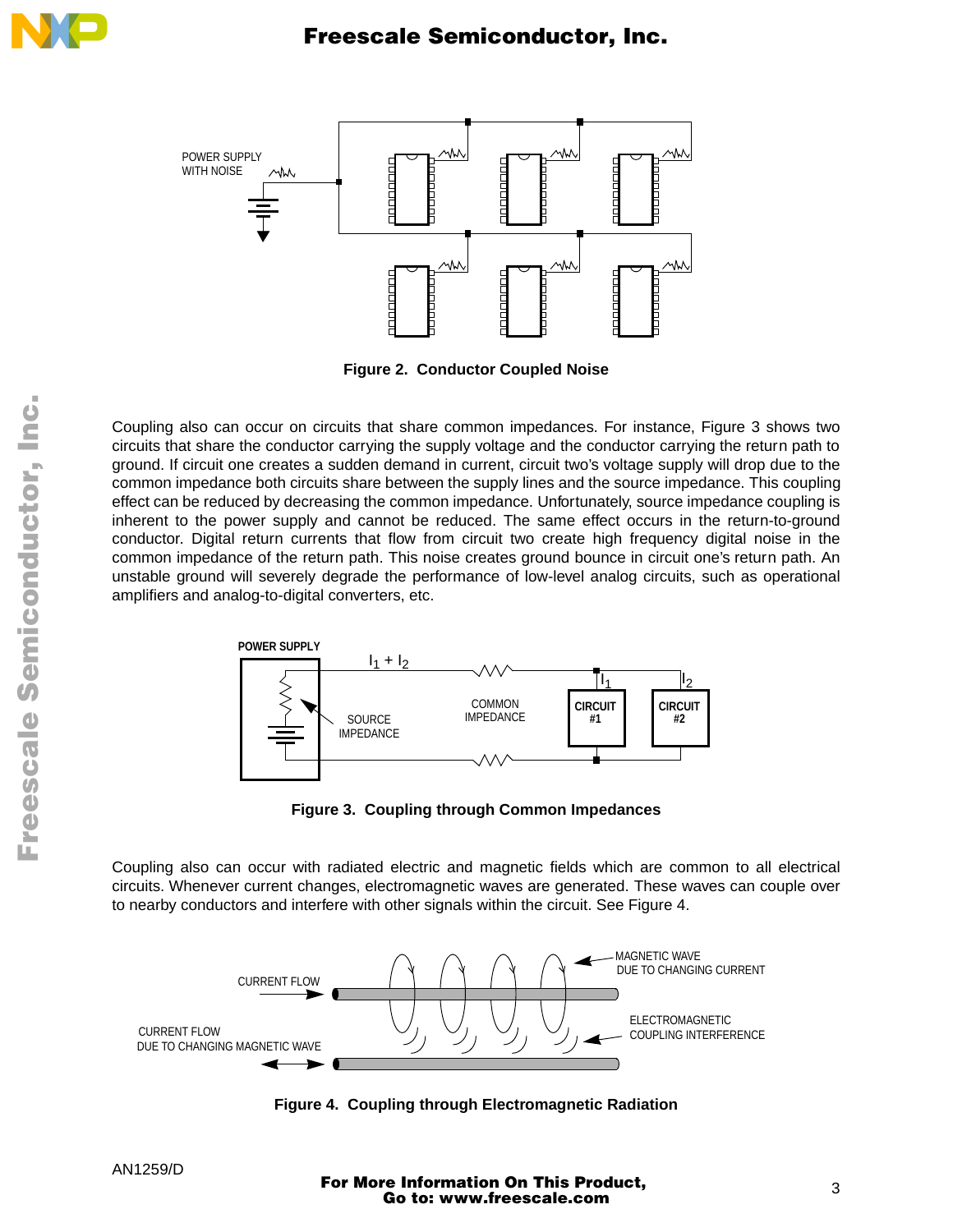Figure 2. Conductor Coupled Noise

Coupling also can occur on circuits that share common impedances. For instance, Figure 3 shows two circuits that share the conductor carrying the supply voltage and the conductor carrying the return path to ground. If circuit one creates a sudden demand in current, circuit two's voltage supply will drop due to the common impedance both circuits share between the supply lines and the source impedance. This coupling effect can be reduced by decreasing the common impedance. Unfortunately, source impedance coupling is inherent to the power supply and cannot be reduced. The same effect occurs in the return-to-ground conductor. Digital return currents that flow from circuit two create high frequency digital noise in the common impedance of the return path. This noise creates ground bounce in circuit one's return path. An unstable ground will severely degrade the performance of low-level analog circuits, such as operational amplifiers and analog-to-digital converters, etc.

Figure 3. Coupling through Common Impedances

Coupling also can occur with radiated electric and magnetic fields which are common to all electrical circuits. Whenever current changes, electromagnetic waves are generated. These waves can couple over to nearby conductors and interfere with other signals within the circuit. See Figure 4.

Figure 4. Coupling through Electromagnetic Radiation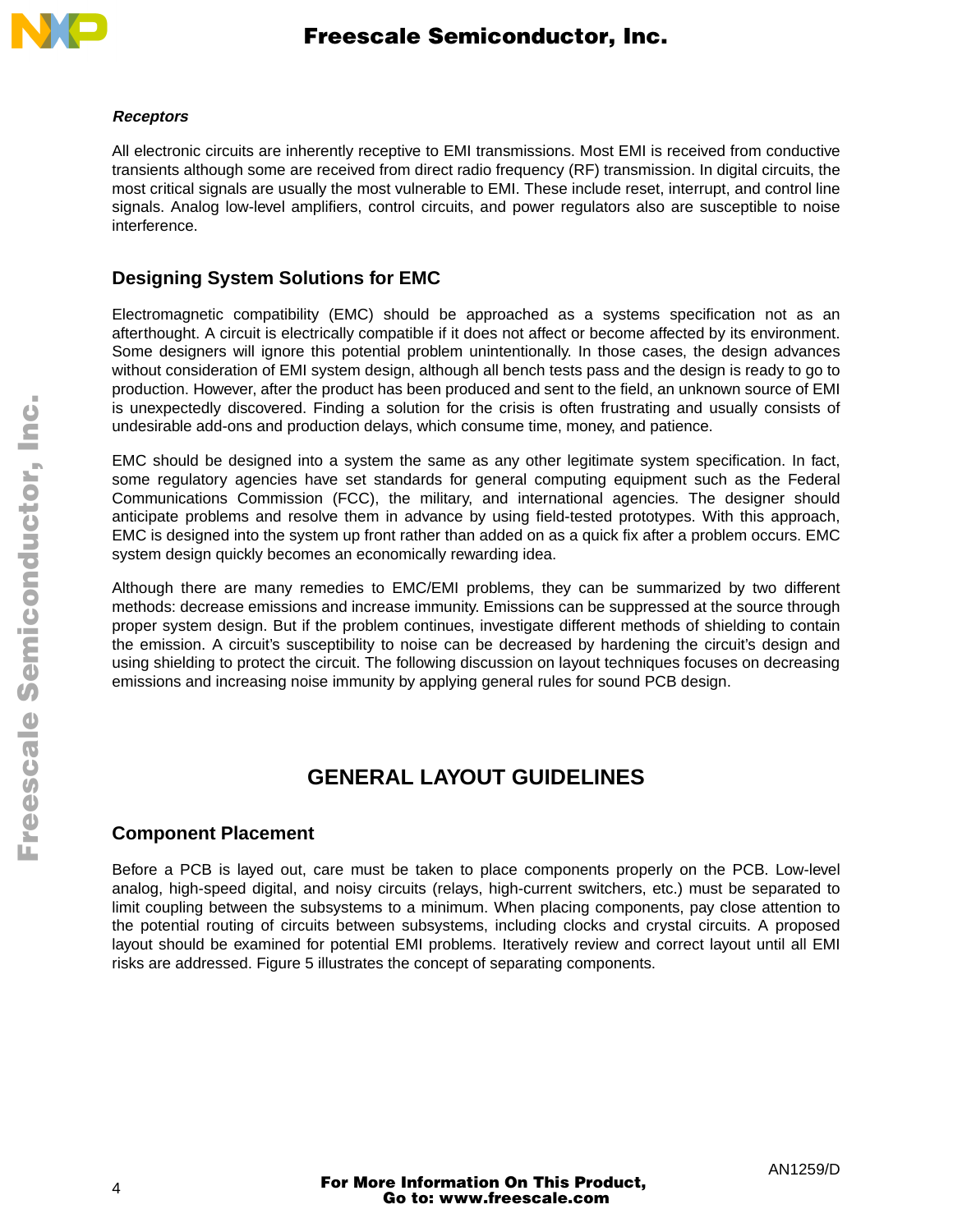***Receptors***

All electronic circuits are inherently receptive to EMI transmissions. Most EMI is received from conductive transients although some are received from direct radio frequency (RF) transmission. In digital circuits, the most critical signals are usually the most vulnerable to EMI. These include reset, interrupt, and control line signals. Analog low-level amplifiers, control circuits, and power regulators also are susceptible to noise interference.

### Designing System Solutions for EMC

Electromagnetic compatibility (EMC) should be approached as a systems specification not as an afterthought. A circuit is electrically compatible if it does not affect or become affected by its environment. Some designers will ignore this potential problem unintentionally. In those cases, the design advances without consideration of EMI system design, although all bench tests pass and the design is ready to go to production. However, after the product has been produced and sent to the field, an unknown source of EMI is unexpectedly discovered. Finding a solution for the crisis is often frustrating and usually consists of undesirable add-ons and production delays, which consume time, money, and patience.

EMC should be designed into a system the same as any other legitimate system specification. In fact, some regulatory agencies have set standards for general computing equipment such as the Federal Communications Commission (FCC), the military, and international agencies. The designer should anticipate problems and resolve them in advance by using field-tested prototypes. With this approach, EMC is designed into the system up front rather than added on as a quick fix after a problem occurs. EMC system design quickly becomes an economically rewarding idea.

Although there are many remedies to EMC/EMI problems, they can be summarized by two different methods: decrease emissions and increase immunity. Emissions can be suppressed at the source through proper system design. But if the problem continues, investigate different methods of shielding to contain the emission. A circuit's susceptibility to noise can be decreased by hardening the circuit's design and using shielding to protect the circuit. The following discussion on layout techniques focuses on decreasing emissions and increasing noise immunity by applying general rules for sound PCB design.

## GENERAL LAYOUT GUIDELINES

### Component Placement

Before a PCB is layed out, care must be taken to place components properly on the PCB. Low-level analog, high-speed digital, and noisy circuits (relays, high-current switchers, etc.) must be separated to limit coupling between the subsystems to a minimum. When placing components, pay close attention to the potential routing of circuits between subsystems, including clocks and crystal circuits. A proposed layout should be examined for potential EMI problems. Iteratively review and correct layout until all EMI risks are addressed. Figure 5 illustrates the concept of separating components.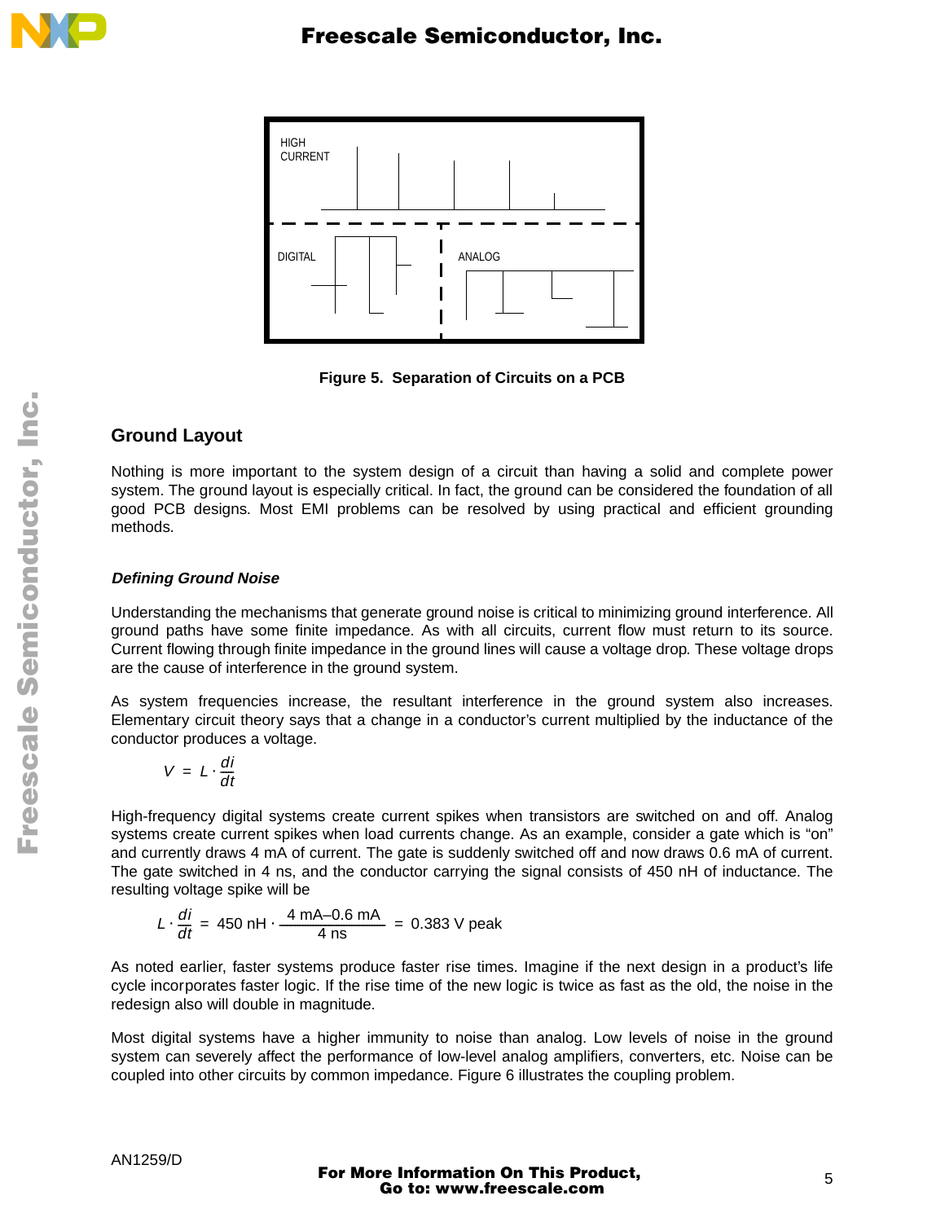HIGH CURRENT

DIGITAL

ANALOG

**Figure 5. Separation of Circuits on a PCB**

## Ground Layout

Nothing is more important to the system design of a circuit than having a solid and complete power system. The ground layout is especially critical. In fact, the ground can be considered the foundation of all good PCB designs. Most EMI problems can be resolved by using practical and efficient grounding methods.

### *Defining Ground Noise*

Understanding the mechanisms that generate ground noise is critical to minimizing ground interference. All ground paths have some finite impedance. As with all circuits, current flow must return to its source. Current flowing through finite impedance in the ground lines will cause a voltage drop. These voltage drops are the cause of interference in the ground system.

As system frequencies increase, the resultant interference in the ground system also increases. Elementary circuit theory says that a change in a conductor's current multiplied by the inductance of the conductor produces a voltage.

$$V = L \cdot \frac{di}{dt}$$

High-frequency digital systems create current spikes when transistors are switched on and off. Analog systems create current spikes when load currents change. As an example, consider a gate which is "on" and currently draws 4 mA of current. The gate is suddenly switched off and now draws 0.6 mA of current. The gate switched in 4 ns, and the conductor carrying the signal consists of 450 nH of inductance. The resulting voltage spike will be

$$L \cdot \frac{di}{dt} = 450 \text{ nH} \cdot \frac{4 \text{ mA} - 0.6 \text{ mA}}{4 \text{ ns}} = 0.383 \text{ V peak}$$

As noted earlier, faster systems produce faster rise times. Imagine if the next design in a product's life cycle incorporates faster logic. If the rise time of the new logic is twice as fast as the old, the noise in the redesign also will double in magnitude.

Most digital systems have a higher immunity to noise than analog. Low levels of noise in the ground system can severely affect the performance of low-level analog amplifiers, converters, etc. Noise can be coupled into other circuits by common impedance. Figure 6 illustrates the coupling problem.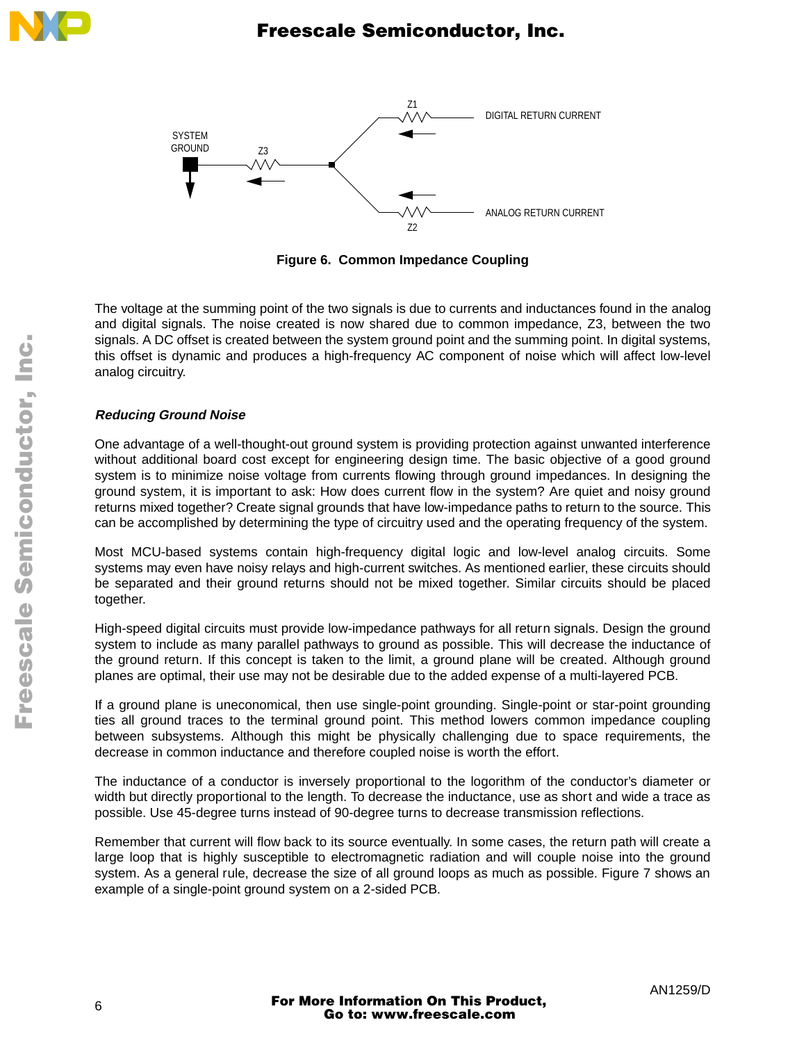SYSTEM GROUND

Z3

Z1

DIGITAL RETURN CURRENT

ANALOG RETURN CURRENT

Z2

**Figure 6. Common Impedance Coupling**

The voltage at the summing point of the two signals is due to currents and inductances found in the analog and digital signals. The noise created is now shared due to common impedance, Z3, between the two signals. A DC offset is created between the system ground point and the summing point. In digital systems, this offset is dynamic and produces a high-frequency AC component of noise which will affect low-level analog circuitry.

### *Reducing Ground Noise*

One advantage of a well-thought-out ground system is providing protection against unwanted interference without additional board cost except for engineering design time. The basic objective of a good ground system is to minimize noise voltage from currents flowing through ground impedances. In designing the ground system, it is important to ask: How does current flow in the system? Are quiet and noisy ground returns mixed together? Create signal grounds that have low-impedance paths to return to the source. This can be accomplished by determining the type of circuitry used and the operating frequency of the system.

Most MCU-based systems contain high-frequency digital logic and low-level analog circuits. Some systems may even have noisy relays and high-current switches. As mentioned earlier, these circuits should be separated and their ground returns should not be mixed together. Similar circuits should be placed together.

High-speed digital circuits must provide low-impedance pathways for all return signals. Design the ground system to include as many parallel pathways to ground as possible. This will decrease the inductance of the ground return. If this concept is taken to the limit, a ground plane will be created. Although ground planes are optimal, their use may not be desirable due to the added expense of a multi-layered PCB.

If a ground plane is uneconomical, then use single-point grounding. Single-point or star-point grounding ties all ground traces to the terminal ground point. This method lowers common impedance coupling between subsystems. Although this might be physically challenging due to space requirements, the decrease in common inductance and therefore coupled noise is worth the effort.

The inductance of a conductor is inversely proportional to the logorithm of the conductor's diameter or width but directly proportional to the length. To decrease the inductance, use as short and wide a trace as possible. Use 45-degree turns instead of 90-degree turns to decrease transmission reflections.

Remember that current will flow back to its source eventually. In some cases, the return path will create a large loop that is highly susceptible to electromagnetic radiation and will couple noise into the ground system. As a general rule, decrease the size of all ground loops as much as possible. Figure 7 shows an example of a single-point ground system on a 2-sided PCB.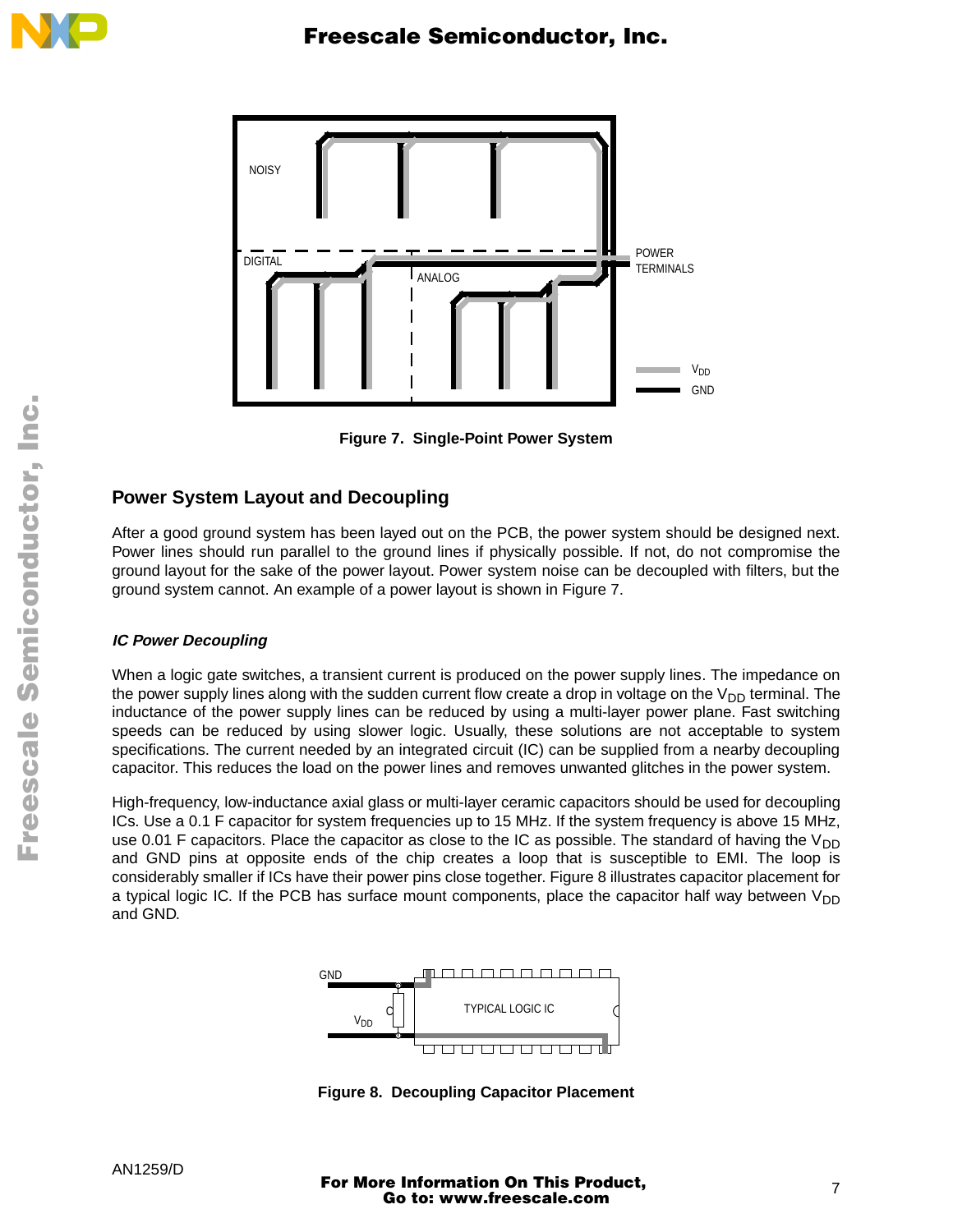Figure 7.  Single-Point Power System

## Power System Layout and Decoupling

After a good ground system has been layed out on the PCB, the power system should be designed next. Power lines should run parallel to the ground lines if physically possible. If not, do not compromise the ground layout for the sake of the power layout. Power system noise can be decoupled with filters, but the ground system cannot. An example of a power layout is shown in Figure 7.

### *IC Power Decoupling*

When a logic gate switches, a transient current is produced on the power supply lines. The impedance on the power supply lines along with the sudden current flow create a drop in voltage on the $V_{DD}$ terminal. The inductance of the power supply lines can be reduced by using a multi-layer power plane. Fast switching speeds can be reduced by using slower logic. Usually, these solutions are not acceptable to system specifications. The current needed by an integrated circuit (IC) can be supplied from a nearby decoupling capacitor. This reduces the load on the power lines and removes unwanted glitches in the power system.

High-frequency, low-inductance axial glass or multi-layer ceramic capacitors should be used for decoupling ICs. Use a 0.1 F capacitor for system frequencies up to 15 MHz. If the system frequency is above 15 MHz, use 0.01 F capacitors. Place the capacitor as close to the IC as possible. The standard of having the $V_{DD}$ and GND pins at opposite ends of the chip creates a loop that is susceptible to EMI. The loop is considerably smaller if ICs have their power pins close together. Figure 8 illustrates capacitor placement for a typical logic IC. If the PCB has surface mount components, place the capacitor half way between $V_{DD}$ and GND.

Figure 8.  Decoupling Capacitor Placement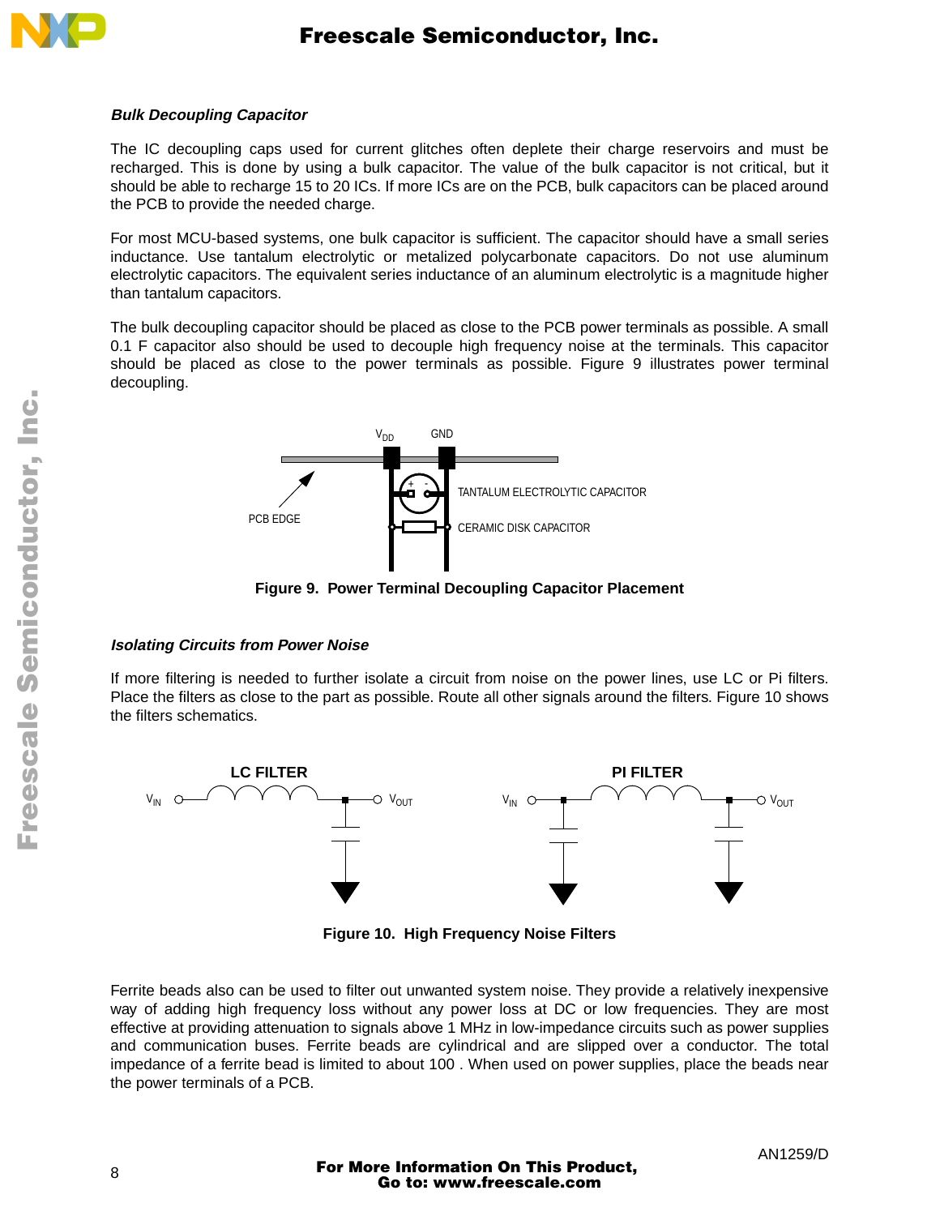### *Bulk Decoupling Capacitor*

The IC decoupling caps used for current glitches often deplete their charge reservoirs and must be recharged. This is done by using a bulk capacitor. The value of the bulk capacitor is not critical, but it should be able to recharge 15 to 20 ICs. If more ICs are on the PCB, bulk capacitors can be placed around the PCB to provide the needed charge.

For most MCU-based systems, one bulk capacitor is sufficient. The capacitor should have a small series inductance. Use tantalum electrolytic or metalized polycarbonate capacitors. Do not use aluminum electrolytic capacitors. The equivalent series inductance of an aluminum electrolytic is a magnitude higher than tantalum capacitors.

The bulk decoupling capacitor should be placed as close to the PCB power terminals as possible. A small 0.1 F capacitor also should be used to decouple high frequency noise at the terminals. This capacitor should be placed as close to the power terminals as possible. Figure 9 illustrates power terminal decoupling.

$V_{DD}$ GND

PCB EDGE

TANTALUM ELECTROLYTIC CAPACITOR

CERAMIC DISK CAPACITOR

**Figure 9. Power Terminal Decoupling Capacitor Placement**

### *Isolating Circuits from Power Noise*

If more filtering is needed to further isolate a circuit from noise on the power lines, use LC or Pi filters. Place the filters as close to the part as possible. Route all other signals around the filters. Figure 10 shows the filters schematics.

**LC FILTER** $V_{IN}$ $V_{OUT}$

**PI FILTER** $V_{IN}$ $V_{OUT}$

**Figure 10. High Frequency Noise Filters**

Ferrite beads also can be used to filter out unwanted system noise. They provide a relatively inexpensive way of adding high frequency loss without any power loss at DC or low frequencies. They are most effective at providing attenuation to signals above 1 MHz in low-impedance circuits such as power supplies and communication buses. Ferrite beads are cylindrical and are slipped over a conductor. The total impedance of a ferrite bead is limited to about 100 . When used on power supplies, place the beads near the power terminals of a PCB.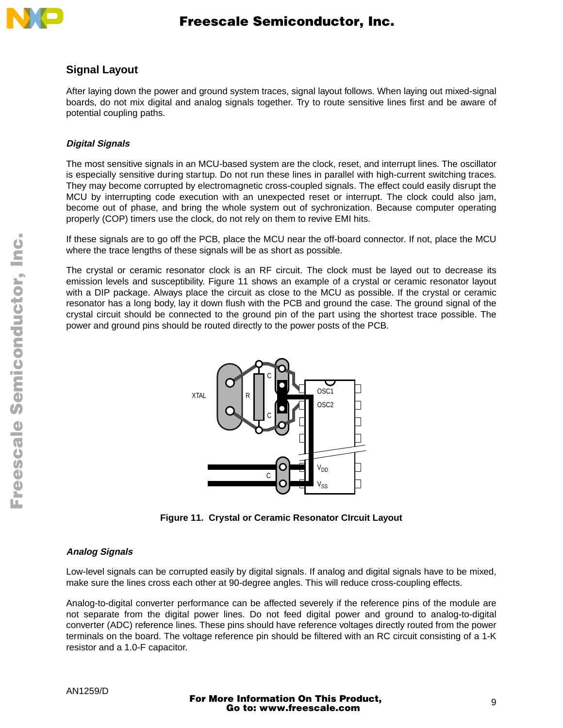## Signal Layout

After laying down the power and ground system traces, signal layout follows. When laying out mixed-signal boards, do not mix digital and analog signals together. Try to route sensitive lines first and be aware of potential coupling paths.

### *Digital Signals*

The most sensitive signals in an MCU-based system are the clock, reset, and interrupt lines. The oscillator is especially sensitive during startup. Do not run these lines in parallel with high-current switching traces. They may become corrupted by electromagnetic cross-coupled signals. The effect could easily disrupt the MCU by interrupting code execution with an unexpected reset or interrupt. The clock could also jam, become out of phase, and bring the whole system out of sychronization. Because computer operating properly (COP) timers use the clock, do not rely on them to revive EMI hits.

If these signals are to go off the PCB, place the MCU near the off-board connector. If not, place the MCU where the trace lengths of these signals will be as short as possible.

The crystal or ceramic resonator clock is an RF circuit. The clock must be layed out to decrease its emission levels and susceptibility. Figure 11 shows an example of a crystal or ceramic resonator layout with a DIP package. Always place the circuit as close to the MCU as possible. If the crystal or ceramic resonator has a long body, lay it down flush with the PCB and ground the case. The ground signal of the crystal circuit should be connected to the ground pin of the part using the shortest trace possible. The power and ground pins should be routed directly to the power posts of the PCB.

**Figure 11. Crystal or Ceramic Resonator CIrcuit Layout**

### *Analog Signals*

Low-level signals can be corrupted easily by digital signals. If analog and digital signals have to be mixed, make sure the lines cross each other at 90-degree angles. This will reduce cross-coupling effects.

Analog-to-digital converter performance can be affected severely if the reference pins of the module are not separate from the digital power lines. Do not feed digital power and ground to analog-to-digital converter (ADC) reference lines. These pins should have reference voltages directly routed from the power terminals on the board. The voltage reference pin should be filtered with an RC circuit consisting of a 1-K resistor and a 1.0-F capacitor.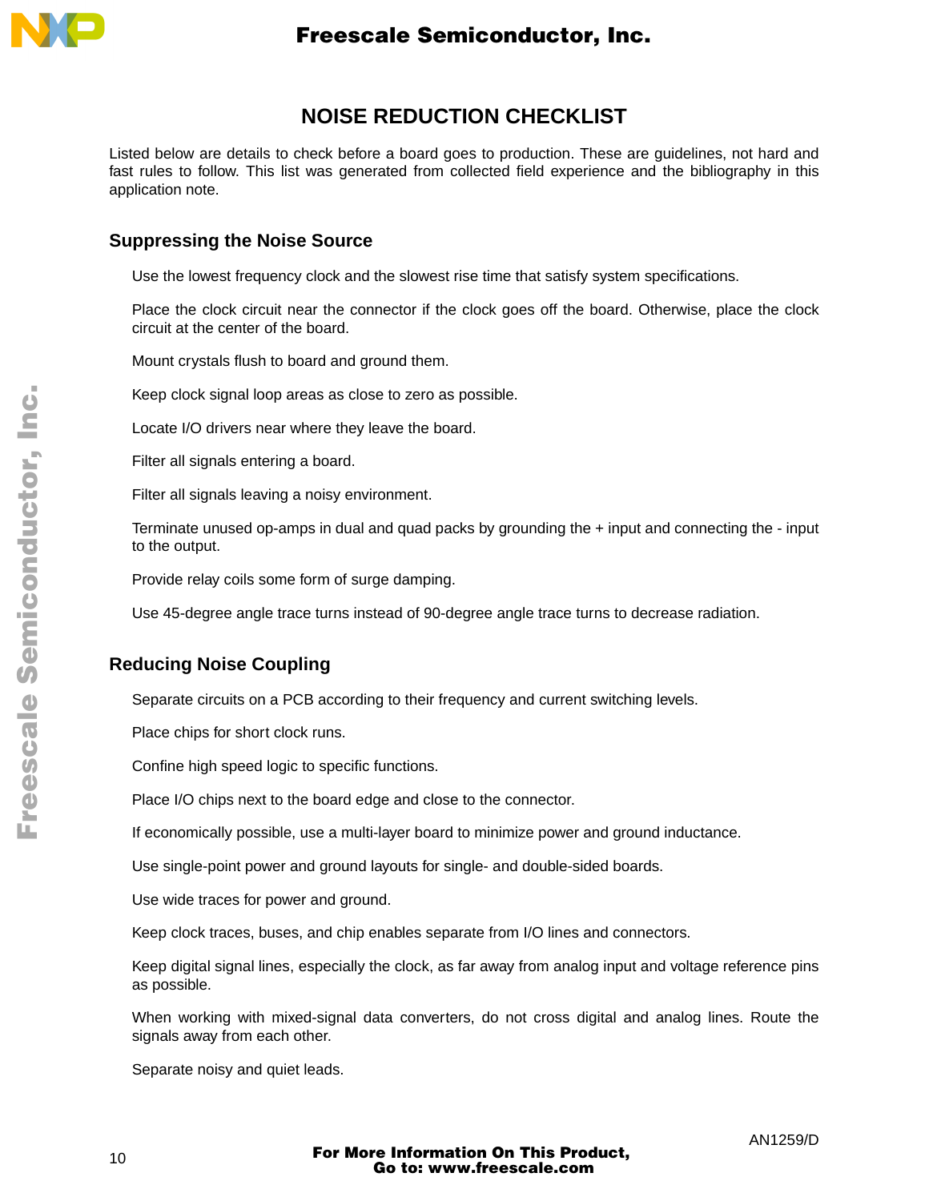# NOISE REDUCTION CHECKLIST

Listed below are details to check before a board goes to production. These are guidelines, not hard and fast rules to follow. This list was generated from collected field experience and the bibliography in this application note.

## Suppressing the Noise Source

Use the lowest frequency clock and the slowest rise time that satisfy system specifications.

Place the clock circuit near the connector if the clock goes off the board. Otherwise, place the clock circuit at the center of the board.

Mount crystals flush to board and ground them.

Keep clock signal loop areas as close to zero as possible.

Locate I/O drivers near where they leave the board.

Filter all signals entering a board.

Filter all signals leaving a noisy environment.

Terminate unused op-amps in dual and quad packs by grounding the + input and connecting the - input to the output.

Provide relay coils some form of surge damping.

Use 45-degree angle trace turns instead of 90-degree angle trace turns to decrease radiation.

## Reducing Noise Coupling

Separate circuits on a PCB according to their frequency and current switching levels.

Place chips for short clock runs.

Confine high speed logic to specific functions.

Place I/O chips next to the board edge and close to the connector.

If economically possible, use a multi-layer board to minimize power and ground inductance.

Use single-point power and ground layouts for single- and double-sided boards.

Use wide traces for power and ground.

Keep clock traces, buses, and chip enables separate from I/O lines and connectors.

Keep digital signal lines, especially the clock, as far away from analog input and voltage reference pins as possible.

When working with mixed-signal data converters, do not cross digital and analog lines. Route the signals away from each other.

Separate noisy and quiet leads.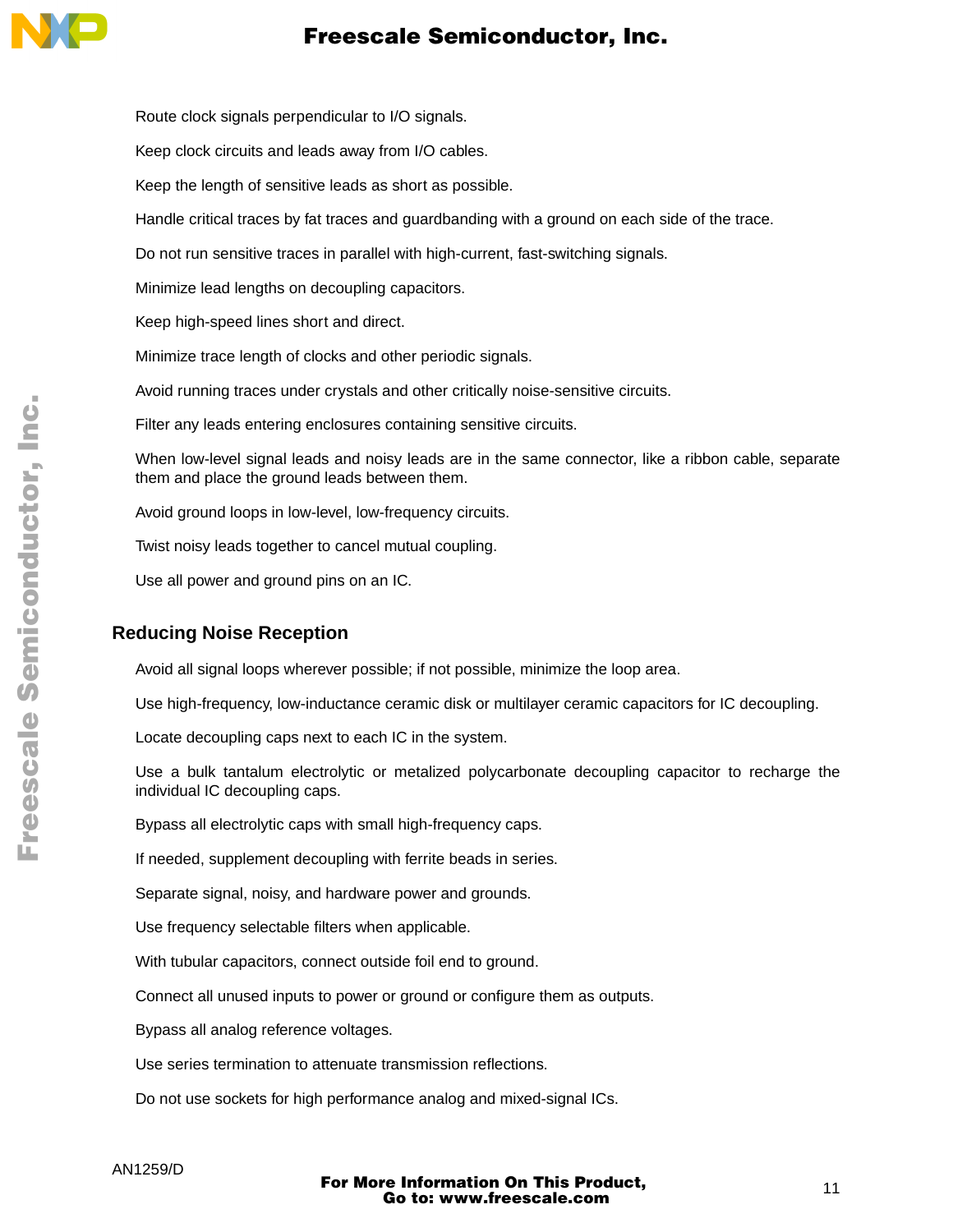Route clock signals perpendicular to I/O signals.

Keep clock circuits and leads away from I/O cables.

Keep the length of sensitive leads as short as possible.

Handle critical traces by fat traces and guardbanding with a ground on each side of the trace.

Do not run sensitive traces in parallel with high-current, fast-switching signals.

Minimize lead lengths on decoupling capacitors.

Keep high-speed lines short and direct.

Minimize trace length of clocks and other periodic signals.

Avoid running traces under crystals and other critically noise-sensitive circuits.

Filter any leads entering enclosures containing sensitive circuits.

When low-level signal leads and noisy leads are in the same connector, like a ribbon cable, separate them and place the ground leads between them.

Avoid ground loops in low-level, low-frequency circuits.

Twist noisy leads together to cancel mutual coupling.

Use all power and ground pins on an IC.

## Reducing Noise Reception

Avoid all signal loops wherever possible; if not possible, minimize the loop area.

Use high-frequency, low-inductance ceramic disk or multilayer ceramic capacitors for IC decoupling.

Locate decoupling caps next to each IC in the system.

Use a bulk tantalum electrolytic or metalized polycarbonate decoupling capacitor to recharge the individual IC decoupling caps.

Bypass all electrolytic caps with small high-frequency caps.

If needed, supplement decoupling with ferrite beads in series.

Separate signal, noisy, and hardware power and grounds.

Use frequency selectable filters when applicable.

With tubular capacitors, connect outside foil end to ground.

Connect all unused inputs to power or ground or configure them as outputs.

Bypass all analog reference voltages.

Use series termination to attenuate transmission reflections.

Do not use sockets for high performance analog and mixed-signal ICs.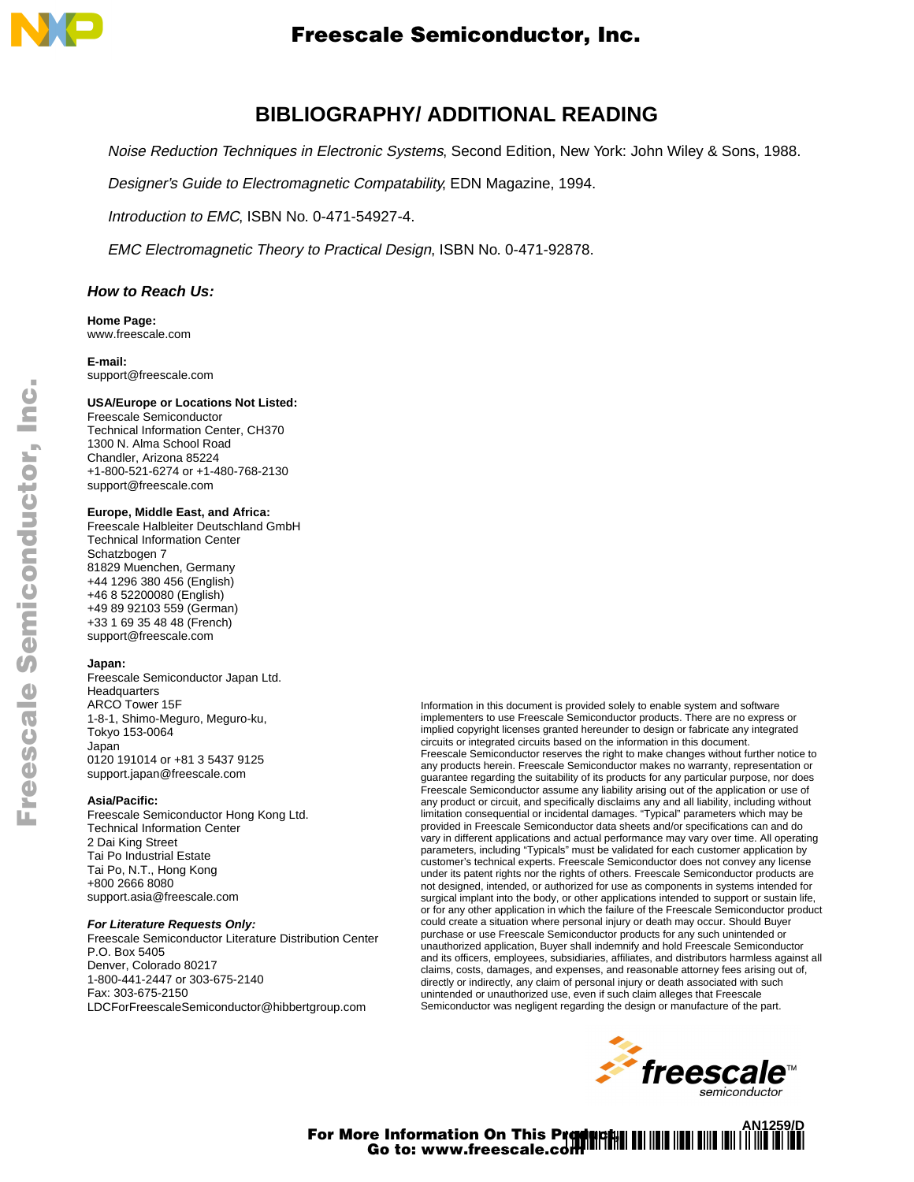## BIBLIOGRAPHY/ ADDITIONAL READING

*Noise Reduction Techniques in Electronic Systems*, Second Edition, New York: John Wiley & Sons, 1988.

*Designer's Guide to Electromagnetic Compatability*, EDN Magazine, 1994.

*Introduction to EMC*, ISBN No. 0-471-54927-4.

*EMC Electromagnetic Theory to Practical Design*, ISBN No. 0-471-92878.

### *How to Reach Us:*

**Home Page:**
www.freescale.com

**E-mail:**
support@freescale.com

**USA/Europe or Locations Not Listed:**
Freescale Semiconductor
Technical Information Center, CH370
1300 N. Alma School Road
Chandler, Arizona 85224
+1-800-521-6274 or +1-480-768-2130
support@freescale.com

**Europe, Middle East, and Africa:**
Freescale Halbleiter Deutschland GmbH
Technical Information Center
Schatzbogen 7
81829 Muenchen, Germany
+44 1296 380 456 (English)
+46 8 52200080 (English)
+49 89 92103 559 (German)
+33 1 69 35 48 48 (French)
support@freescale.com

**Japan:**
Freescale Semiconductor Japan Ltd.
Headquarters
ARCO Tower 15F
1-8-1, Shimo-Meguro, Meguro-ku,
Tokyo 153-0064
Japan
0120 191014 or +81 3 5437 9125
support.japan@freescale.com

**Asia/Pacific:**
Freescale Semiconductor Hong Kong Ltd.
Technical Information Center
2 Dai King Street
Tai Po Industrial Estate
Tai Po, N.T., Hong Kong
+800 2666 8080
support.asia@freescale.com

***For Literature Requests Only:***
Freescale Semiconductor Literature Distribution Center
P.O. Box 5405
Denver, Colorado 80217
1-800-441-2447 or 303-675-2140
Fax: 303-675-2150
LDCForFreescaleSemiconductor@hibbertgroup.com

Information in this document is provided solely to enable system and software implementers to use Freescale Semiconductor products. There are no express or implied copyright licenses granted hereunder to design or fabricate any integrated circuits or integrated circuits based on the information in this document.
Freescale Semiconductor reserves the right to make changes without further notice to any products herein. Freescale Semiconductor makes no warranty, representation or guarantee regarding the suitability of its products for any particular purpose, nor does Freescale Semiconductor assume any liability arising out of the application or use of any product or circuit, and specifically disclaims any and all liability, including without limitation consequential or incidental damages. "Typical" parameters which may be provided in Freescale Semiconductor data sheets and/or specifications can and do vary in different applications and actual performance may vary over time. All operating parameters, including "Typicals" must be validated for each customer application by customer's technical experts. Freescale Semiconductor does not convey any license under its patent rights nor the rights of others. Freescale Semiconductor products are not designed, intended, or authorized for use as components in systems intended for surgical implant into the body, or other applications intended to support or sustain life, or for any other application in which the failure of the Freescale Semiconductor product could create a situation where personal injury or death may occur. Should Buyer purchase or use Freescale Semiconductor products for any such unintended or unauthorized application, Buyer shall indemnify and hold Freescale Semiconductor and its officers, employees, subsidiaries, affiliates, and distributors harmless against all claims, costs, damages, and expenses, and reasonable attorney fees arising out of, directly or indirectly, any claim of personal injury or death associated with such unintended or unauthorized use, even if such claim alleges that Freescale Semiconductor was negligent regarding the design or manufacture of the part.

AN1259/D